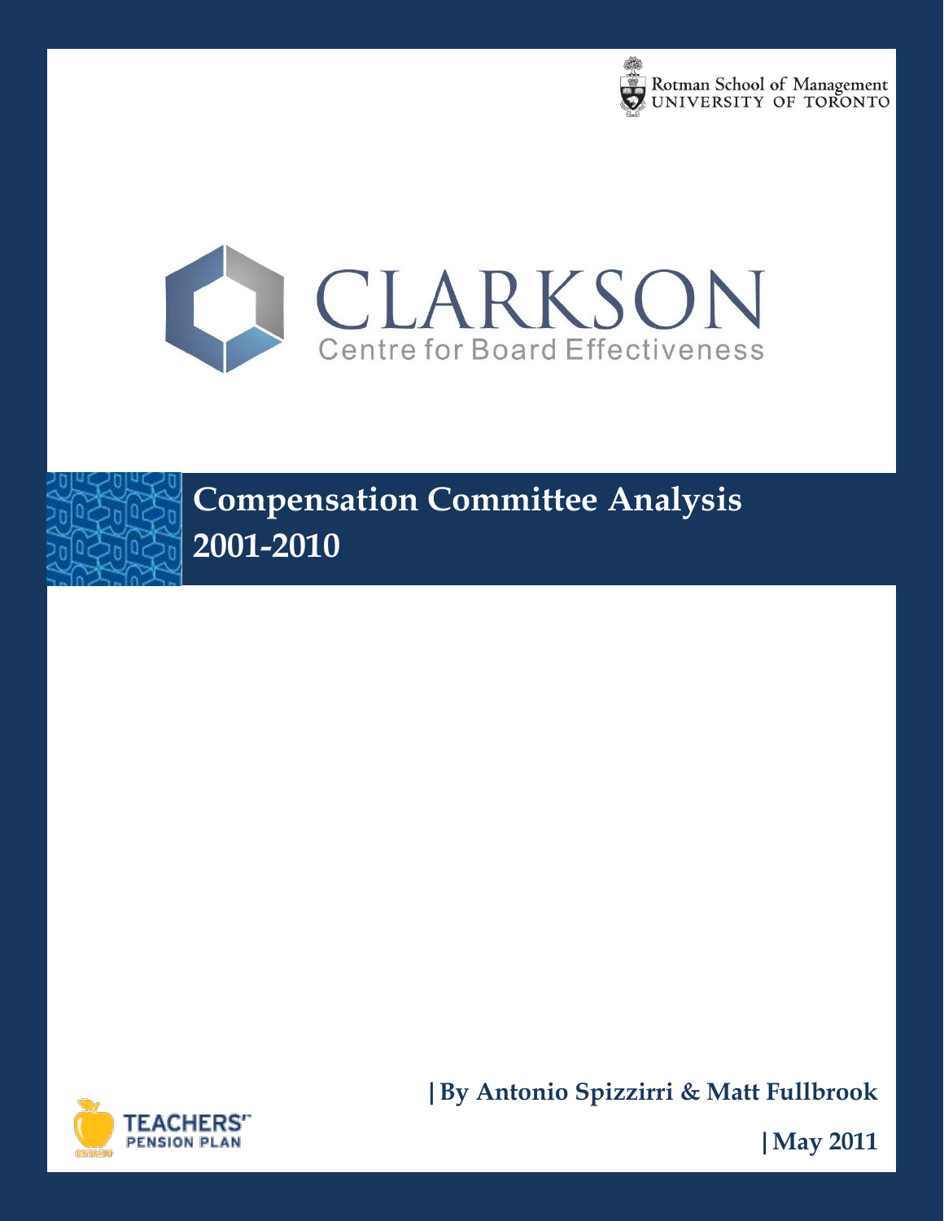Rotman School of Management
UNIVERSITY OF TORONTO

CLARKSON
Centre for Board Effectiveness

# Compensation Committee Analysis 2001-2010

| By Antonio Spizzirri & Matt Fullbrook

| May 2011

TEACHERS' PENSION PLAN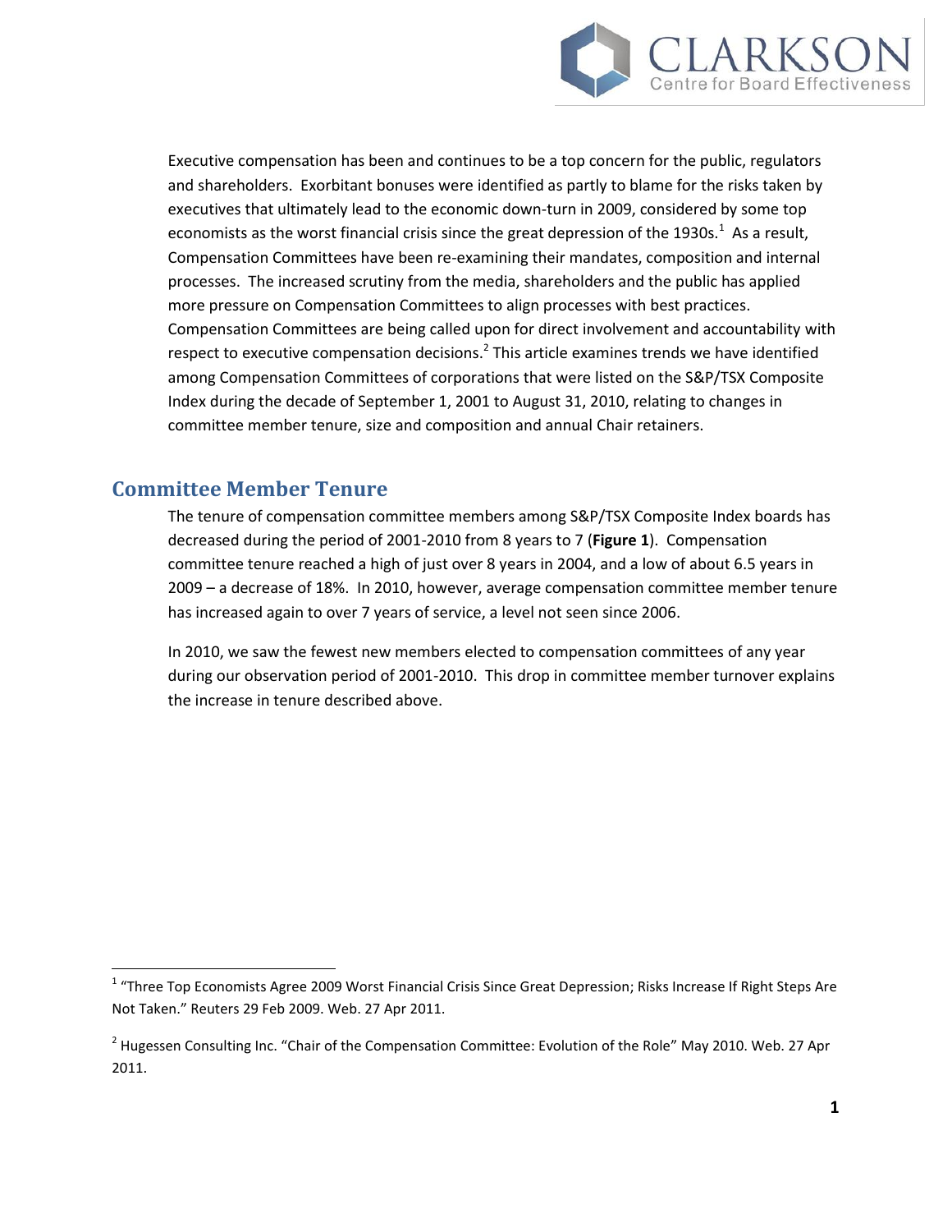Executive compensation has been and continues to be a top concern for the public, regulators and shareholders. Exorbitant bonuses were identified as partly to blame for the risks taken by executives that ultimately lead to the economic down-turn in 2009, considered by some top economists as the worst financial crisis since the great depression of the 1930s.[1] As a result, Compensation Committees have been re-examining their mandates, composition and internal processes. The increased scrutiny from the media, shareholders and the public has applied more pressure on Compensation Committees to align processes with best practices. Compensation Committees are being called upon for direct involvement and accountability with respect to executive compensation decisions.[2] This article examines trends we have identified among Compensation Committees of corporations that were listed on the S&P/TSX Composite Index during the decade of September 1, 2001 to August 31, 2010, relating to changes in committee member tenure, size and composition and annual Chair retainers.

## Committee Member Tenure

The tenure of compensation committee members among S&P/TSX Composite Index boards has decreased during the period of 2001-2010 from 8 years to 7 (**Figure 1**). Compensation committee tenure reached a high of just over 8 years in 2004, and a low of about 6.5 years in 2009 – a decrease of 18%. In 2010, however, average compensation committee member tenure has increased again to over 7 years of service, a level not seen since 2006.

In 2010, we saw the fewest new members elected to compensation committees of any year during our observation period of 2001-2010. This drop in committee member turnover explains the increase in tenure described above.

[1] "Three Top Economists Agree 2009 Worst Financial Crisis Since Great Depression; Risks Increase If Right Steps Are Not Taken." Reuters 29 Feb 2009. Web. 27 Apr 2011.

[2] Hugessen Consulting Inc. "Chair of the Compensation Committee: Evolution of the Role" May 2010. Web. 27 Apr 2011.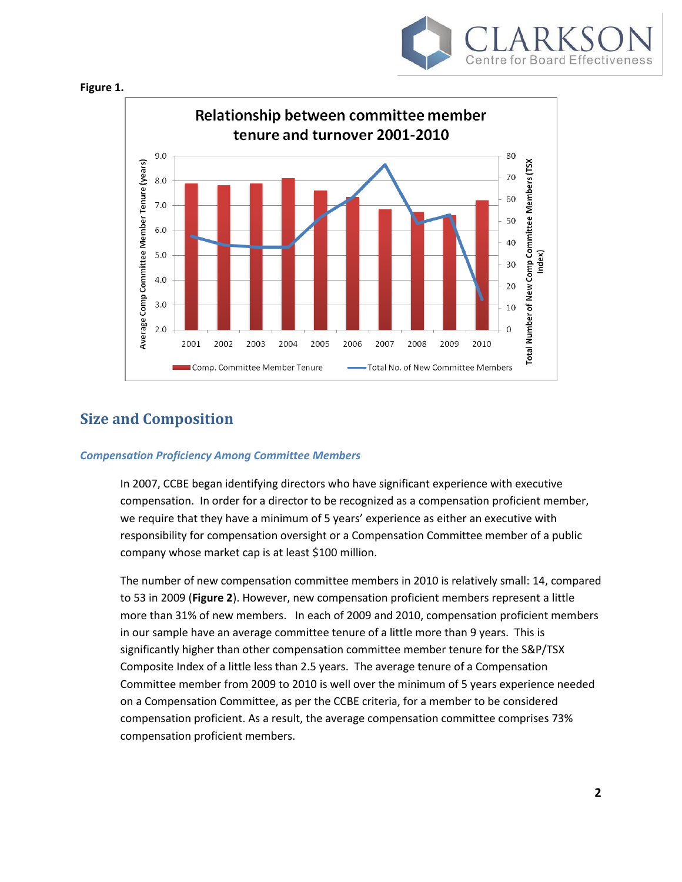**Figure 1.**

**Relationship between committee member tenure and turnover 2001-2010**

## Size and Composition

### *Compensation Proficiency Among Committee Members*

In 2007, CCBE began identifying directors who have significant experience with executive compensation. In order for a director to be recognized as a compensation proficient member, we require that they have a minimum of 5 years' experience as either an executive with responsibility for compensation oversight or a Compensation Committee member of a public company whose market cap is at least $100 million.

The number of new compensation committee members in 2010 is relatively small: 14, compared to 53 in 2009 (**Figure 2**). However, new compensation proficient members represent a little more than 31% of new members. In each of 2009 and 2010, compensation proficient members in our sample have an average committee tenure of a little more than 9 years. This is significantly higher than other compensation committee member tenure for the S&P/TSX Composite Index of a little less than 2.5 years. The average tenure of a Compensation Committee member from 2009 to 2010 is well over the minimum of 5 years experience needed on a Compensation Committee, as per the CCBE criteria, for a member to be considered compensation proficient. As a result, the average compensation committee comprises 73% compensation proficient members.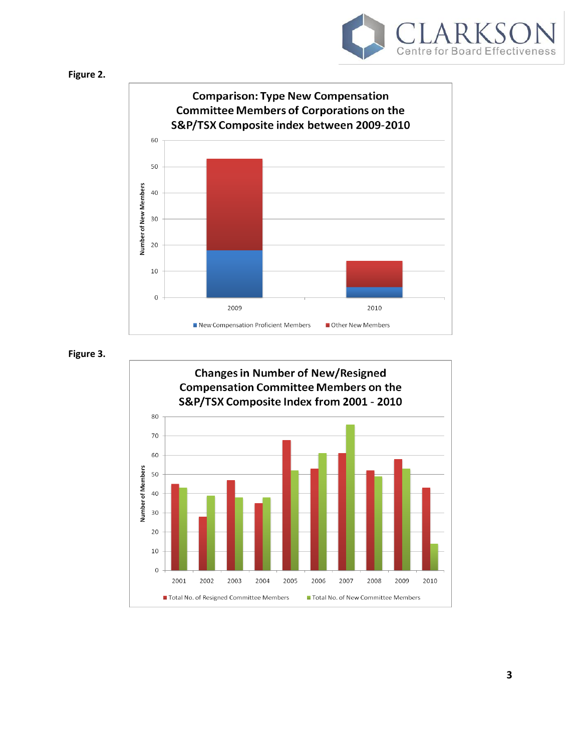**Figure 2.**

**Comparison: Type New Compensation Committee Members of Corporations on the S&P/TSX Composite index between 2009-2010**

| Year | New Compensation Proficient Members | Other New Members |
|---|---|---|
| 2009 | 18 | 35 |
| 2010 | 4 | 10 |

**Figure 3.**

**Changes in Number of New/Resigned Compensation Committee Members on the S&P/TSX Composite Index from 2001 - 2010**

| Year | Total No. of Resigned Committee Members | Total No. of New Committee Members |
|---|---|---|
| 2001 | 45 | 43 |
| 2002 | 28 | 39 |
| 2003 | 47 | 38 |
| 2004 | 35 | 38 |
| 2005 | 68 | 52 |
| 2006 | 53 | 61 |
| 2007 | 61 | 76 |
| 2008 | 52 | 49 |
| 2009 | 58 | 53 |
| 2010 | 43 | 14 |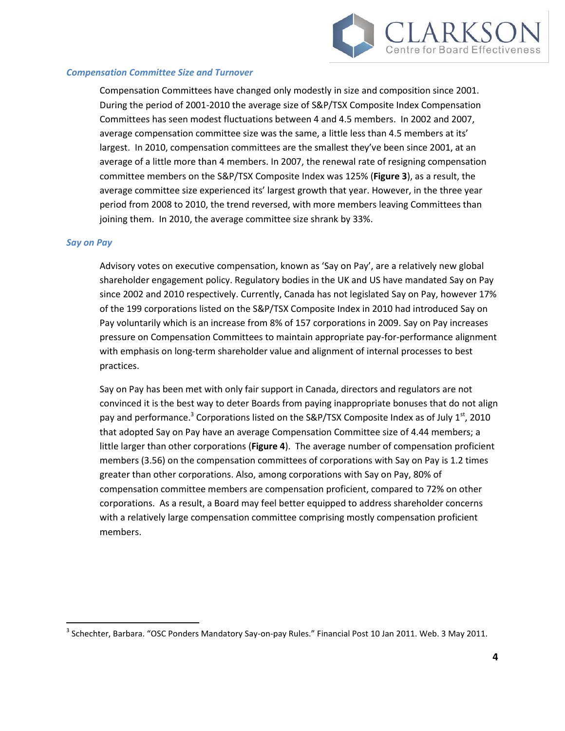### *Compensation Committee Size and Turnover*

Compensation Committees have changed only modestly in size and composition since 2001. During the period of 2001-2010 the average size of S&P/TSX Composite Index Compensation Committees has seen modest fluctuations between 4 and 4.5 members. In 2002 and 2007, average compensation committee size was the same, a little less than 4.5 members at its' largest. In 2010, compensation committees are the smallest they've been since 2001, at an average of a little more than 4 members. In 2007, the renewal rate of resigning compensation committee members on the S&P/TSX Composite Index was 125% (**Figure 3**), as a result, the average committee size experienced its' largest growth that year. However, in the three year period from 2008 to 2010, the trend reversed, with more members leaving Committees than joining them. In 2010, the average committee size shrank by 33%.

### *Say on Pay*

Advisory votes on executive compensation, known as 'Say on Pay', are a relatively new global shareholder engagement policy. Regulatory bodies in the UK and US have mandated Say on Pay since 2002 and 2010 respectively. Currently, Canada has not legislated Say on Pay, however 17% of the 199 corporations listed on the S&P/TSX Composite Index in 2010 had introduced Say on Pay voluntarily which is an increase from 8% of 157 corporations in 2009. Say on Pay increases pressure on Compensation Committees to maintain appropriate pay-for-performance alignment with emphasis on long-term shareholder value and alignment of internal processes to best practices.

Say on Pay has been met with only fair support in Canada, directors and regulators are not convinced it is the best way to deter Boards from paying inappropriate bonuses that do not align pay and performance.[3] Corporations listed on the S&P/TSX Composite Index as of July 1st, 2010 that adopted Say on Pay have an average Compensation Committee size of 4.44 members; a little larger than other corporations (**Figure 4**). The average number of compensation proficient members (3.56) on the compensation committees of corporations with Say on Pay is 1.2 times greater than other corporations. Also, among corporations with Say on Pay, 80% of compensation committee members are compensation proficient, compared to 72% on other corporations. As a result, a Board may feel better equipped to address shareholder concerns with a relatively large compensation committee comprising mostly compensation proficient members.

[3] Schechter, Barbara. "OSC Ponders Mandatory Say-on-pay Rules." Financial Post 10 Jan 2011. Web. 3 May 2011.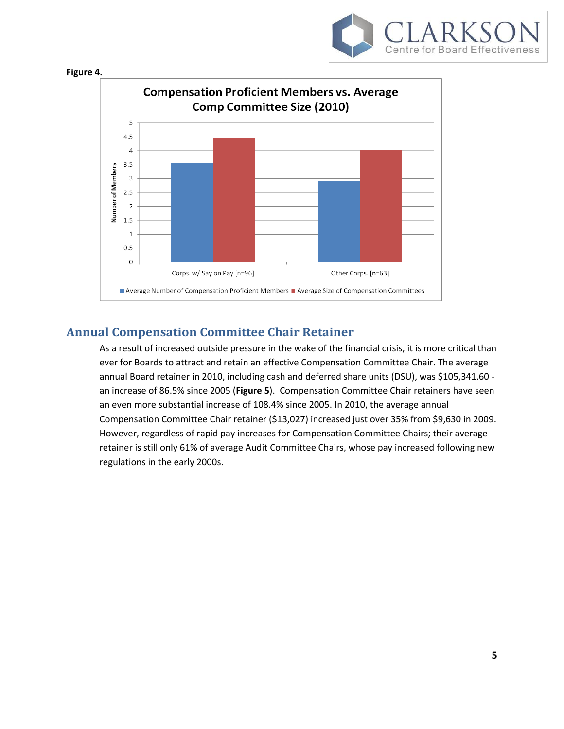**Figure 4.**

**Compensation Proficient Members vs. Average Comp Committee Size (2010)**

## Annual Compensation Committee Chair Retainer

As a result of increased outside pressure in the wake of the financial crisis, it is more critical than ever for Boards to attract and retain an effective Compensation Committee Chair. The average annual Board retainer in 2010, including cash and deferred share units (DSU), was $105,341.60 - an increase of 86.5% since 2005 (**Figure 5**). Compensation Committee Chair retainers have seen an even more substantial increase of 108.4% since 2005. In 2010, the average annual Compensation Committee Chair retainer ($13,027) increased just over 35% from $9,630 in 2009. However, regardless of rapid pay increases for Compensation Committee Chairs; their average retainer is still only 61% of average Audit Committee Chairs, whose pay increased following new regulations in the early 2000s.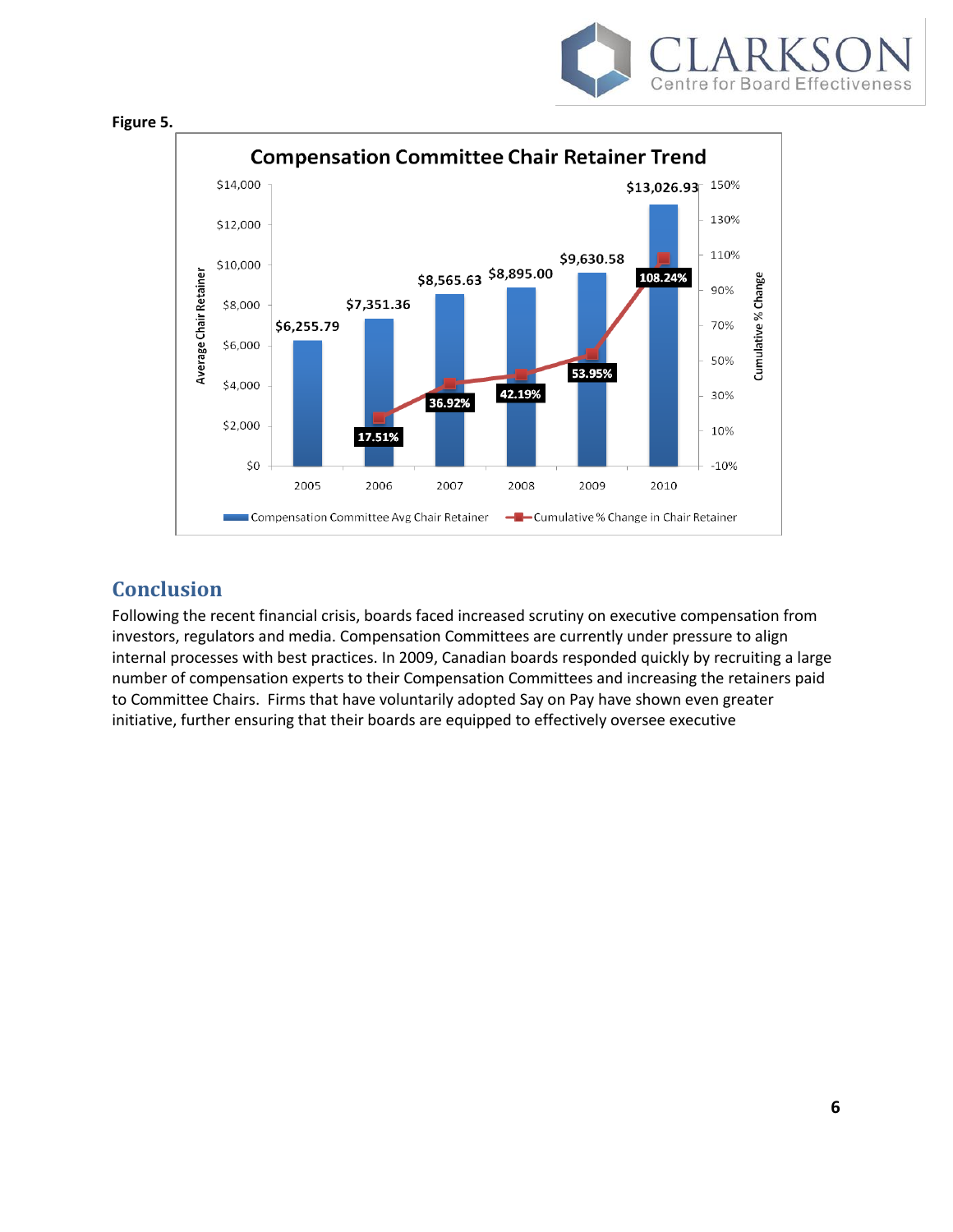**Figure 5.**

Compensation Committee Chair Retainer Trend

Average Chair Retainer

Cumulative % Change

$14,000
$12,000
$10,000
$8,000
$6,000
$4,000
$2,000
$0

150%
130%
110%
90%
70%
50%
30%
10%
-10%

2005: $6,255.79
2006: $7,351.36 — 17.51%
2007: $8,565.63 — 36.92%
2008: $8,895.00 — 42.19%
2009: $9,630.58 — 53.95%
2010: $13,026.93 — 108.24%

Compensation Committee Avg Chair Retainer
Cumulative % Change in Chair Retainer

## Conclusion

Following the recent financial crisis, boards faced increased scrutiny on executive compensation from investors, regulators and media. Compensation Committees are currently under pressure to align internal processes with best practices. In 2009, Canadian boards responded quickly by recruiting a large number of compensation experts to their Compensation Committees and increasing the retainers paid to Committee Chairs. Firms that have voluntarily adopted Say on Pay have shown even greater initiative, further ensuring that their boards are equipped to effectively oversee executive